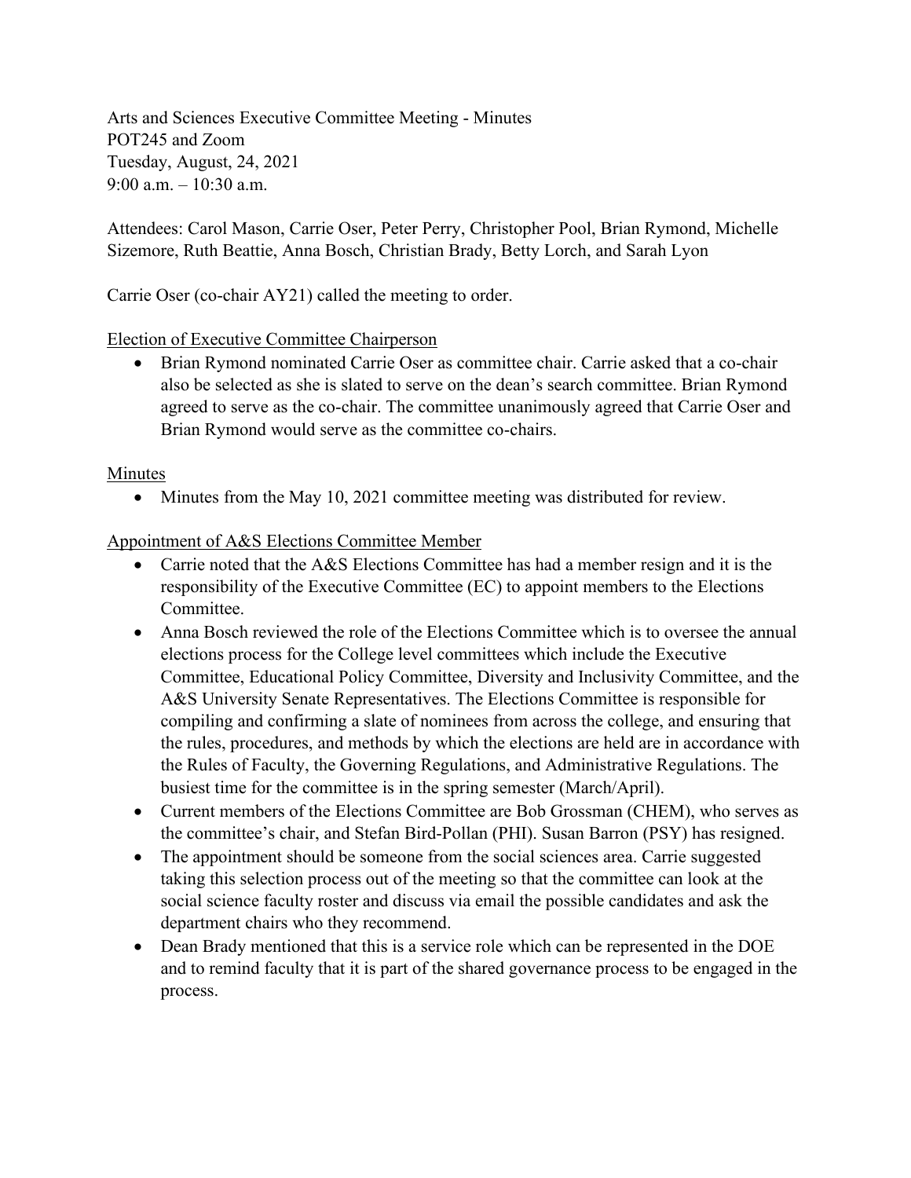Arts and Sciences Executive Committee Meeting - Minutes
POT245 and Zoom
Tuesday, August, 24, 2021
9:00 a.m. – 10:30 a.m.

Attendees: Carol Mason, Carrie Oser, Peter Perry, Christopher Pool, Brian Rymond, Michelle Sizemore, Ruth Beattie, Anna Bosch, Christian Brady, Betty Lorch, and Sarah Lyon

Carrie Oser (co-chair AY21) called the meeting to order.

<u>Election of Executive Committee Chairperson</u>

- Brian Rymond nominated Carrie Oser as committee chair. Carrie asked that a co-chair also be selected as she is slated to serve on the dean's search committee. Brian Rymond agreed to serve as the co-chair. The committee unanimously agreed that Carrie Oser and Brian Rymond would serve as the committee co-chairs.

<u>Minutes</u>

- Minutes from the May 10, 2021 committee meeting was distributed for review.

<u>Appointment of A&S Elections Committee Member</u>

- Carrie noted that the A&S Elections Committee has had a member resign and it is the responsibility of the Executive Committee (EC) to appoint members to the Elections Committee.
- Anna Bosch reviewed the role of the Elections Committee which is to oversee the annual elections process for the College level committees which include the Executive Committee, Educational Policy Committee, Diversity and Inclusivity Committee, and the A&S University Senate Representatives. The Elections Committee is responsible for compiling and confirming a slate of nominees from across the college, and ensuring that the rules, procedures, and methods by which the elections are held are in accordance with the Rules of Faculty, the Governing Regulations, and Administrative Regulations. The busiest time for the committee is in the spring semester (March/April).
- Current members of the Elections Committee are Bob Grossman (CHEM), who serves as the committee's chair, and Stefan Bird-Pollan (PHI). Susan Barron (PSY) has resigned.
- The appointment should be someone from the social sciences area. Carrie suggested taking this selection process out of the meeting so that the committee can look at the social science faculty roster and discuss via email the possible candidates and ask the department chairs who they recommend.
- Dean Brady mentioned that this is a service role which can be represented in the DOE and to remind faculty that it is part of the shared governance process to be engaged in the process.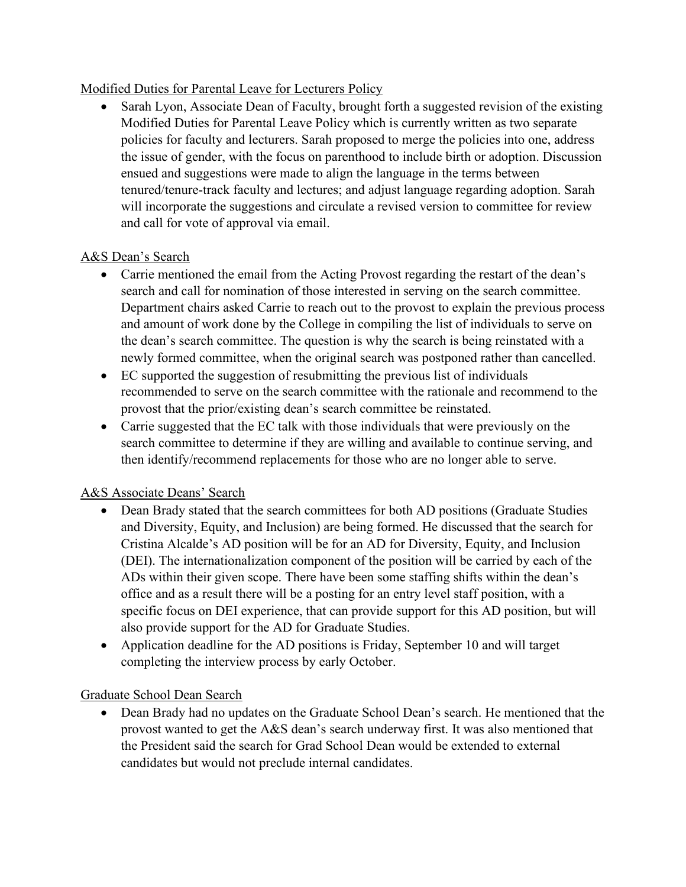Modified Duties for Parental Leave for Lecturers Policy

- Sarah Lyon, Associate Dean of Faculty, brought forth a suggested revision of the existing Modified Duties for Parental Leave Policy which is currently written as two separate policies for faculty and lecturers. Sarah proposed to merge the policies into one, address the issue of gender, with the focus on parenthood to include birth or adoption. Discussion ensued and suggestions were made to align the language in the terms between tenured/tenure-track faculty and lectures; and adjust language regarding adoption. Sarah will incorporate the suggestions and circulate a revised version to committee for review and call for vote of approval via email.

A&S Dean's Search

- Carrie mentioned the email from the Acting Provost regarding the restart of the dean's search and call for nomination of those interested in serving on the search committee. Department chairs asked Carrie to reach out to the provost to explain the previous process and amount of work done by the College in compiling the list of individuals to serve on the dean's search committee. The question is why the search is being reinstated with a newly formed committee, when the original search was postponed rather than cancelled.
- EC supported the suggestion of resubmitting the previous list of individuals recommended to serve on the search committee with the rationale and recommend to the provost that the prior/existing dean's search committee be reinstated.
- Carrie suggested that the EC talk with those individuals that were previously on the search committee to determine if they are willing and available to continue serving, and then identify/recommend replacements for those who are no longer able to serve.

A&S Associate Deans' Search

- Dean Brady stated that the search committees for both AD positions (Graduate Studies and Diversity, Equity, and Inclusion) are being formed. He discussed that the search for Cristina Alcalde's AD position will be for an AD for Diversity, Equity, and Inclusion (DEI). The internationalization component of the position will be carried by each of the ADs within their given scope. There have been some staffing shifts within the dean's office and as a result there will be a posting for an entry level staff position, with a specific focus on DEI experience, that can provide support for this AD position, but will also provide support for the AD for Graduate Studies.
- Application deadline for the AD positions is Friday, September 10 and will target completing the interview process by early October.

Graduate School Dean Search

- Dean Brady had no updates on the Graduate School Dean's search. He mentioned that the provost wanted to get the A&S dean's search underway first. It was also mentioned that the President said the search for Grad School Dean would be extended to external candidates but would not preclude internal candidates.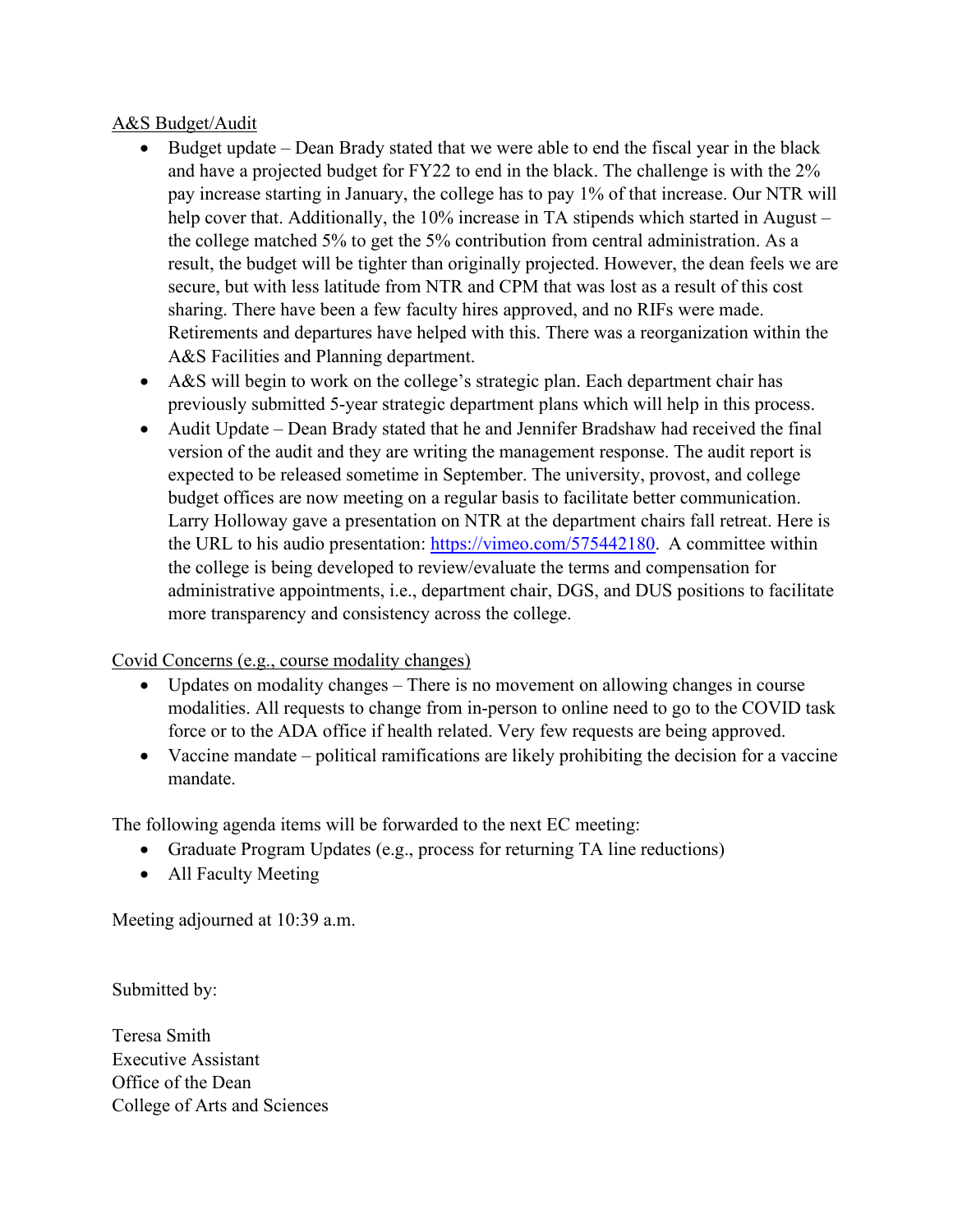A&S Budget/Audit

- Budget update – Dean Brady stated that we were able to end the fiscal year in the black and have a projected budget for FY22 to end in the black. The challenge is with the 2% pay increase starting in January, the college has to pay 1% of that increase. Our NTR will help cover that. Additionally, the 10% increase in TA stipends which started in August – the college matched 5% to get the 5% contribution from central administration. As a result, the budget will be tighter than originally projected. However, the dean feels we are secure, but with less latitude from NTR and CPM that was lost as a result of this cost sharing. There have been a few faculty hires approved, and no RIFs were made. Retirements and departures have helped with this. There was a reorganization within the A&S Facilities and Planning department.
- A&S will begin to work on the college's strategic plan. Each department chair has previously submitted 5-year strategic department plans which will help in this process.
- Audit Update – Dean Brady stated that he and Jennifer Bradshaw had received the final version of the audit and they are writing the management response. The audit report is expected to be released sometime in September. The university, provost, and college budget offices are now meeting on a regular basis to facilitate better communication. Larry Holloway gave a presentation on NTR at the department chairs fall retreat. Here is the URL to his audio presentation: https://vimeo.com/575442180. A committee within the college is being developed to review/evaluate the terms and compensation for administrative appointments, i.e., department chair, DGS, and DUS positions to facilitate more transparency and consistency across the college.

Covid Concerns (e.g., course modality changes)

- Updates on modality changes – There is no movement on allowing changes in course modalities. All requests to change from in-person to online need to go to the COVID task force or to the ADA office if health related. Very few requests are being approved.
- Vaccine mandate – political ramifications are likely prohibiting the decision for a vaccine mandate.

The following agenda items will be forwarded to the next EC meeting:

- Graduate Program Updates (e.g., process for returning TA line reductions)
- All Faculty Meeting

Meeting adjourned at 10:39 a.m.

Submitted by:

Teresa Smith
Executive Assistant
Office of the Dean
College of Arts and Sciences